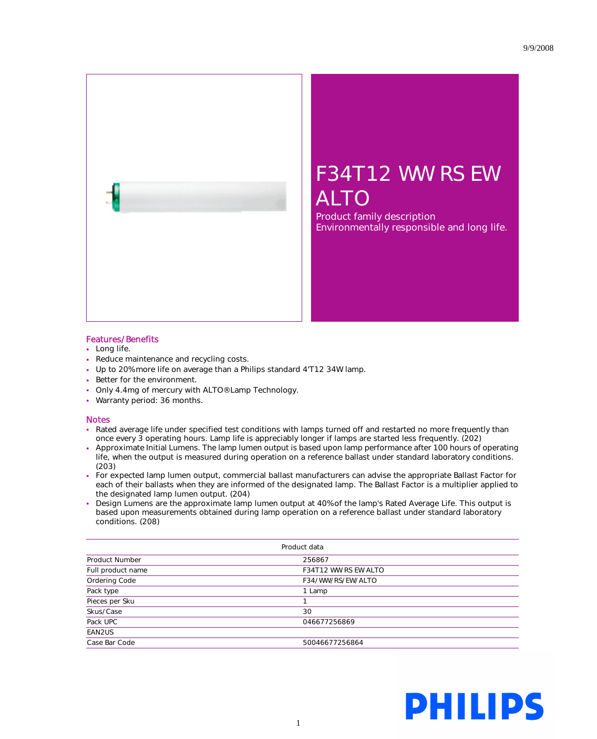9/9/2008

# F34T12 WW RS EW ALTO

Product family description
Environmentally responsible and long life.

## Features/Benefits

- Long life.
- Reduce maintenance and recycling costs.
- Up to 20% more life on average than a Philips standard 4'T12 34W lamp.
- Better for the environment.
- Only 4.4mg of mercury with ALTO® Lamp Technology.
- Warranty period: 36 months.

## Notes

- Rated average life under specified test conditions with lamps turned off and restarted no more frequently than once every 3 operating hours. Lamp life is appreciably longer if lamps are started less frequently. (202)
- Approximate Initial Lumens. The lamp lumen output is based upon lamp performance after 100 hours of operating life, when the output is measured during operation on a reference ballast under standard laboratory conditions. (203)
- For expected lamp lumen output, commercial ballast manufacturers can advise the appropriate Ballast Factor for each of their ballasts when they are informed of the designated lamp. The Ballast Factor is a multiplier applied to the designated lamp lumen output. (204)
- Design Lumens are the approximate lamp lumen output at 40% of the lamp's Rated Average Life. This output is based upon measurements obtained during lamp operation on a reference ballast under standard laboratory conditions. (208)

| Product data | |
| --- | --- |
| Product Number | 256867 |
| Full product name | F34T12 WW RS EW ALTO |
| Ordering Code | F34/WW/RS/EW/ALTO |
| Pack type | 1 Lamp |
| Pieces per Sku | 1 |
| Skus/Case | 30 |
| Pack UPC | 046677256869 |
| EAN2US | |
| Case Bar Code | 50046677256864 |

PHILIPS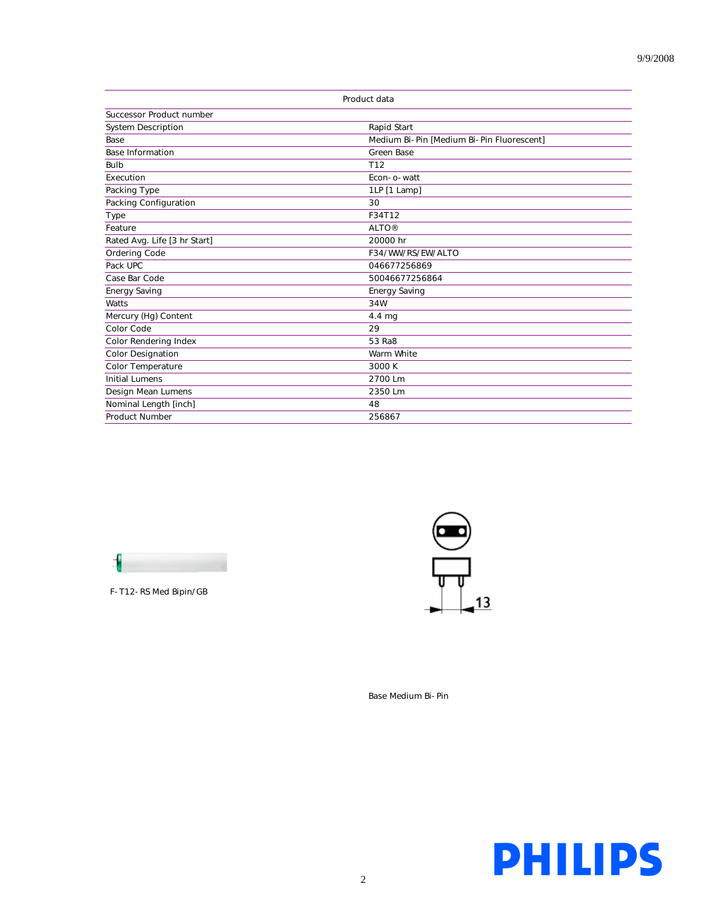| Product data | |
|---|---|
| Successor Product number | |
| System Description | Rapid Start |
| Base | Medium Bi- Pin [Medium Bi- Pin Fluorescent] |
| Base Information | Green Base |
| Bulb | T12 |
| Execution | Econ- o- watt |
| Packing Type | 1LP [1 Lamp] |
| Packing Configuration | 30 |
| Type | F34T12 |
| Feature | ALTO® |
| Rated Avg. Life [3 hr Start] | 20000 hr |
| Ordering Code | F34/WW/RS/EW/ALTO |
| Pack UPC | 046677256869 |
| Case Bar Code | 50046677256864 |
| Energy Saving | Energy Saving |
| Watts | 34W |
| Mercury (Hg) Content | 4.4 mg |
| Color Code | 29 |
| Color Rendering Index | 53 Ra8 |
| Color Designation | Warm White |
| Color Temperature | 3000 K |
| Initial Lumens | 2700 Lm |
| Design Mean Lumens | 2350 Lm |
| Nominal Length [inch] | 48 |
| Product Number | 256867 |

F- T12- RS Med Bipin/GB

13

Base Medium Bi- Pin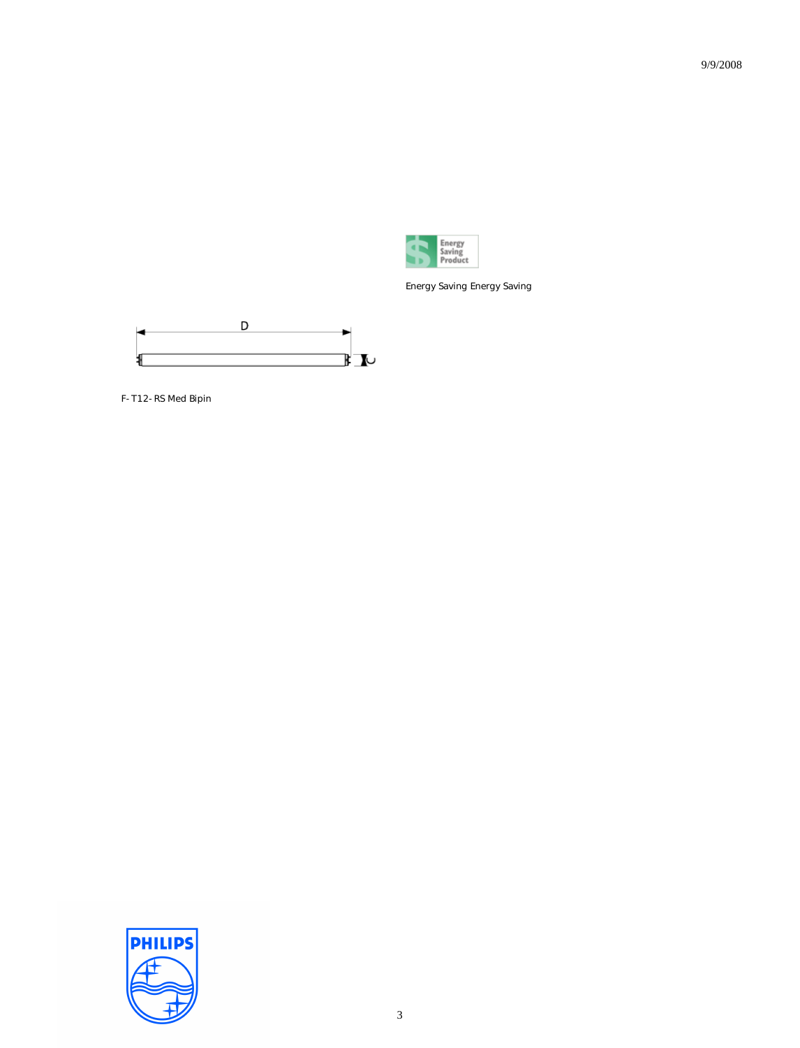Energy Saving Energy Saving

D

F- T12- RS Med Bipin